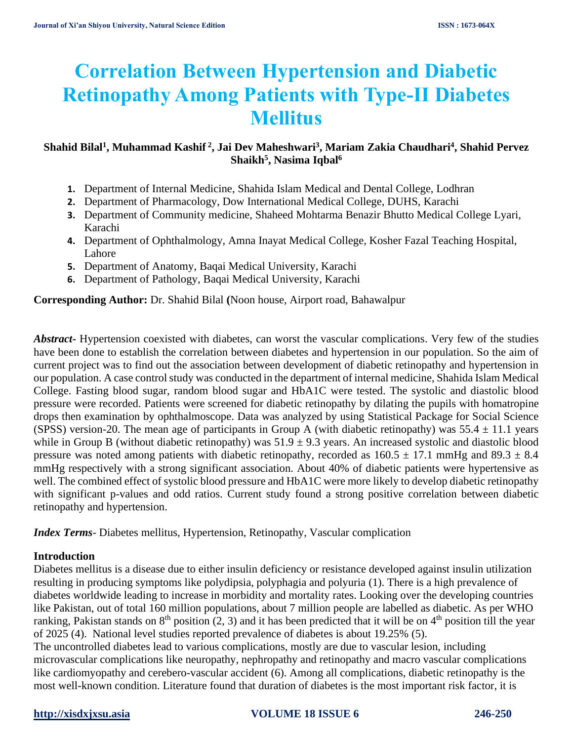# Correlation Between Hypertension and Diabetic Retinopathy Among Patients with Type-II Diabetes Mellitus

**Shahid Bilal[1], Muhammad Kashif [2], Jai Dev Maheshwari[3], Mariam Zakia Chaudhari[4], Shahid Pervez Shaikh[5], Nasima Iqbal[6]**

1. Department of Internal Medicine, Shahida Islam Medical and Dental College, Lodhran
2. Department of Pharmacology, Dow International Medical College, DUHS, Karachi
3. Department of Community medicine, Shaheed Mohtarma Benazir Bhutto Medical College Lyari, Karachi
4. Department of Ophthalmology, Amna Inayat Medical College, Kosher Fazal Teaching Hospital, Lahore
5. Department of Anatomy, Baqai Medical University, Karachi
6. Department of Pathology, Baqai Medical University, Karachi

**Corresponding Author:** Dr. Shahid Bilal **(**Noon house, Airport road, Bahawalpur

***Abstract***- Hypertension coexisted with diabetes, can worst the vascular complications. Very few of the studies have been done to establish the correlation between diabetes and hypertension in our population. So the aim of current project was to find out the association between development of diabetic retinopathy and hypertension in our population. A case control study was conducted in the department of internal medicine, Shahida Islam Medical College. Fasting blood sugar, random blood sugar and HbA1C were tested. The systolic and diastolic blood pressure were recorded. Patients were screened for diabetic retinopathy by dilating the pupils with homatropine drops then examination by ophthalmoscope. Data was analyzed by using Statistical Package for Social Science (SPSS) version-20. The mean age of participants in Group A (with diabetic retinopathy) was 55.4 ± 11.1 years while in Group B (without diabetic retinopathy) was 51.9 ± 9.3 years. An increased systolic and diastolic blood pressure was noted among patients with diabetic retinopathy, recorded as 160.5 ± 17.1 mmHg and 89.3 ± 8.4 mmHg respectively with a strong significant association. About 40% of diabetic patients were hypertensive as well. The combined effect of systolic blood pressure and HbA1C were more likely to develop diabetic retinopathy with significant p-values and odd ratios. Current study found a strong positive correlation between diabetic retinopathy and hypertension.

***Index Terms***- Diabetes mellitus, Hypertension, Retinopathy, Vascular complication

## Introduction

Diabetes mellitus is a disease due to either insulin deficiency or resistance developed against insulin utilization resulting in producing symptoms like polydipsia, polyphagia and polyuria (1). There is a high prevalence of diabetes worldwide leading to increase in morbidity and mortality rates. Looking over the developing countries like Pakistan, out of total 160 million populations, about 7 million people are labelled as diabetic. As per WHO ranking, Pakistan stands on 8th position (2, 3) and it has been predicted that it will be on 4th position till the year of 2025 (4). National level studies reported prevalence of diabetes is about 19.25% (5).

The uncontrolled diabetes lead to various complications, mostly are due to vascular lesion, including microvascular complications like neuropathy, nephropathy and retinopathy and macro vascular complications like cardiomyopathy and cerebero-vascular accident (6). Among all complications, diabetic retinopathy is the most well-known condition. Literature found that duration of diabetes is the most important risk factor, it is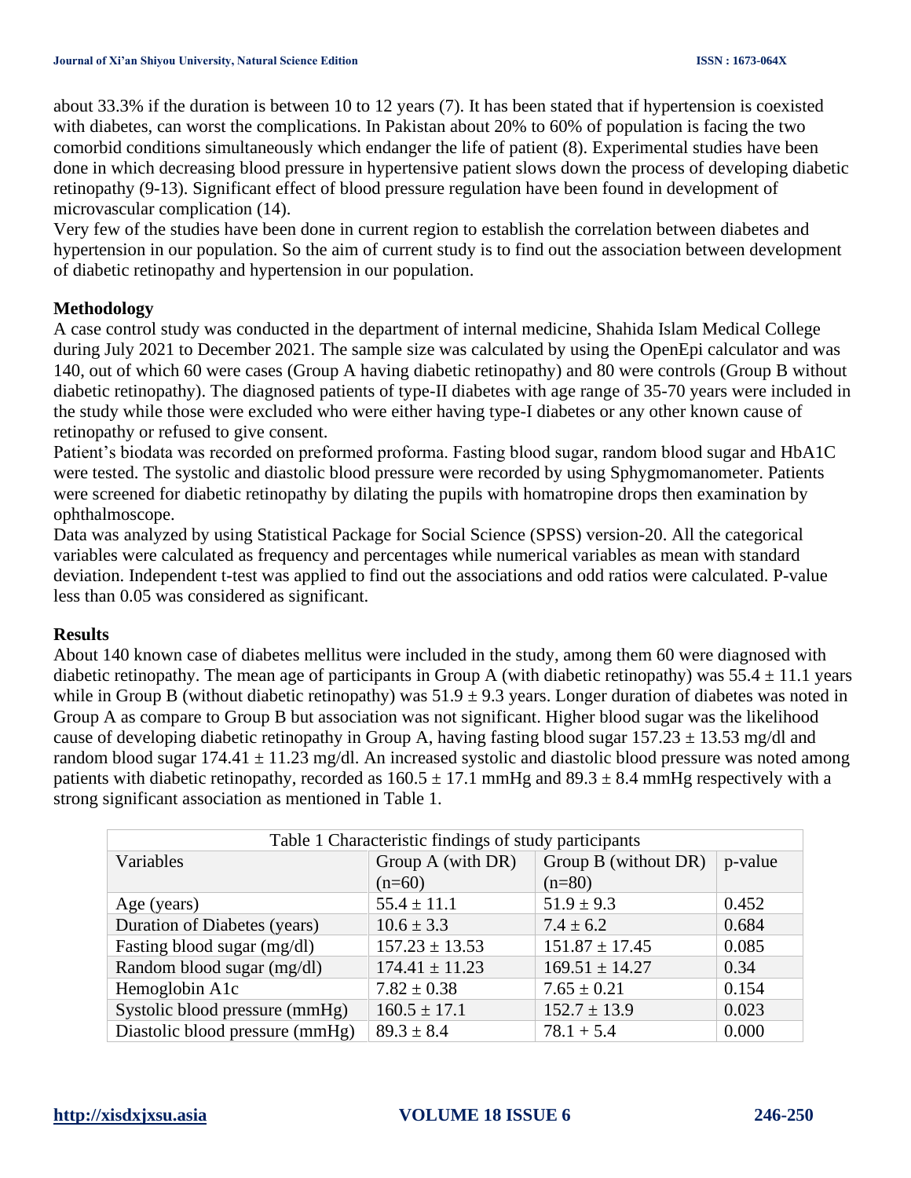about 33.3% if the duration is between 10 to 12 years (7). It has been stated that if hypertension is coexisted with diabetes, can worst the complications. In Pakistan about 20% to 60% of population is facing the two comorbid conditions simultaneously which endanger the life of patient (8). Experimental studies have been done in which decreasing blood pressure in hypertensive patient slows down the process of developing diabetic retinopathy (9-13). Significant effect of blood pressure regulation have been found in development of microvascular complication (14).

Very few of the studies have been done in current region to establish the correlation between diabetes and hypertension in our population. So the aim of current study is to find out the association between development of diabetic retinopathy and hypertension in our population.

## Methodology

A case control study was conducted in the department of internal medicine, Shahida Islam Medical College during July 2021 to December 2021. The sample size was calculated by using the OpenEpi calculator and was 140, out of which 60 were cases (Group A having diabetic retinopathy) and 80 were controls (Group B without diabetic retinopathy). The diagnosed patients of type-II diabetes with age range of 35-70 years were included in the study while those were excluded who were either having type-I diabetes or any other known cause of retinopathy or refused to give consent.

Patient's biodata was recorded on preformed proforma. Fasting blood sugar, random blood sugar and HbA1C were tested. The systolic and diastolic blood pressure were recorded by using Sphygmomanometer. Patients were screened for diabetic retinopathy by dilating the pupils with homatropine drops then examination by ophthalmoscope.

Data was analyzed by using Statistical Package for Social Science (SPSS) version-20. All the categorical variables were calculated as frequency and percentages while numerical variables as mean with standard deviation. Independent t-test was applied to find out the associations and odd ratios were calculated. P-value less than 0.05 was considered as significant.

## Results

About 140 known case of diabetes mellitus were included in the study, among them 60 were diagnosed with diabetic retinopathy. The mean age of participants in Group A (with diabetic retinopathy) was $55.4 \pm 11.1$ years while in Group B (without diabetic retinopathy) was $51.9 \pm 9.3$ years. Longer duration of diabetes was noted in Group A as compare to Group B but association was not significant. Higher blood sugar was the likelihood cause of developing diabetic retinopathy in Group A, having fasting blood sugar $157.23 \pm 13.53$ mg/dl and random blood sugar $174.41 \pm 11.23$ mg/dl. An increased systolic and diastolic blood pressure was noted among patients with diabetic retinopathy, recorded as $160.5 \pm 17.1$ mmHg and $89.3 \pm 8.4$ mmHg respectively with a strong significant association as mentioned in Table 1.

Table 1 Characteristic findings of study participants

| Variables | Group A (with DR) (n=60) | Group B (without DR) (n=80) | p-value |
|---|---|---|---|
| Age (years) | $55.4 \pm 11.1$ | $51.9 \pm 9.3$ | 0.452 |
| Duration of Diabetes (years) | $10.6 \pm 3.3$ | $7.4 \pm 6.2$ | 0.684 |
| Fasting blood sugar (mg/dl) | $157.23 \pm 13.53$ | $151.87 \pm 17.45$ | 0.085 |
| Random blood sugar (mg/dl) | $174.41 \pm 11.23$ | $169.51 \pm 14.27$ | 0.34 |
| Hemoglobin A1c | $7.82 \pm 0.38$ | $7.65 \pm 0.21$ | 0.154 |
| Systolic blood pressure (mmHg) | $160.5 \pm 17.1$ | $152.7 \pm 13.9$ | 0.023 |
| Diastolic blood pressure (mmHg) | $89.3 \pm 8.4$ | $78.1 + 5.4$ | 0.000 |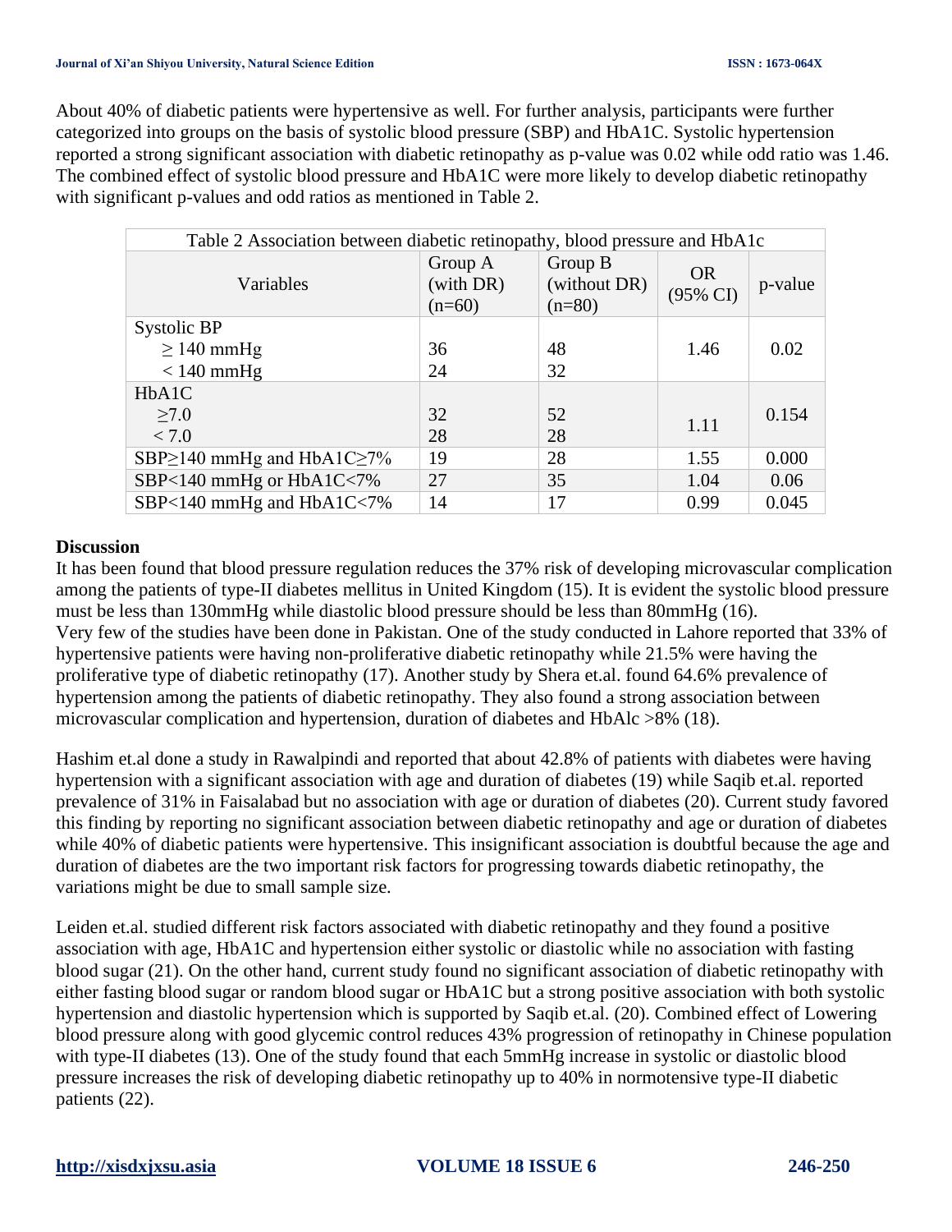About 40% of diabetic patients were hypertensive as well. For further analysis, participants were further categorized into groups on the basis of systolic blood pressure (SBP) and HbA1C. Systolic hypertension reported a strong significant association with diabetic retinopathy as p-value was 0.02 while odd ratio was 1.46. The combined effect of systolic blood pressure and HbA1C were more likely to develop diabetic retinopathy with significant p-values and odd ratios as mentioned in Table 2.

Table 2 Association between diabetic retinopathy, blood pressure and HbA1c

| Variables | Group A (with DR) (n=60) | Group B (without DR) (n=80) | OR (95% CI) | p-value |
|---|---|---|---|---|
| Systolic BP | | | | |
| ≥ 140 mmHg | 36 | 48 | 1.46 | 0.02 |
| < 140 mmHg | 24 | 32 | | |
| HbA1C | | | | |
| ≥7.0 | 32 | 52 | 1.11 | 0.154 |
| < 7.0 | 28 | 28 | | |
| SBP≥140 mmHg and HbA1C≥7% | 19 | 28 | 1.55 | 0.000 |
| SBP<140 mmHg or HbA1C<7% | 27 | 35 | 1.04 | 0.06 |
| SBP<140 mmHg and HbA1C<7% | 14 | 17 | 0.99 | 0.045 |

**Discussion**

It has been found that blood pressure regulation reduces the 37% risk of developing microvascular complication among the patients of type-II diabetes mellitus in United Kingdom (15). It is evident the systolic blood pressure must be less than 130mmHg while diastolic blood pressure should be less than 80mmHg (16).
Very few of the studies have been done in Pakistan. One of the study conducted in Lahore reported that 33% of hypertensive patients were having non-proliferative diabetic retinopathy while 21.5% were having the proliferative type of diabetic retinopathy (17). Another study by Shera et.al. found 64.6% prevalence of hypertension among the patients of diabetic retinopathy. They also found a strong association between microvascular complication and hypertension, duration of diabetes and HbAlc >8% (18).

Hashim et.al done a study in Rawalpindi and reported that about 42.8% of patients with diabetes were having hypertension with a significant association with age and duration of diabetes (19) while Saqib et.al. reported prevalence of 31% in Faisalabad but no association with age or duration of diabetes (20). Current study favored this finding by reporting no significant association between diabetic retinopathy and age or duration of diabetes while 40% of diabetic patients were hypertensive. This insignificant association is doubtful because the age and duration of diabetes are the two important risk factors for progressing towards diabetic retinopathy, the variations might be due to small sample size.

Leiden et.al. studied different risk factors associated with diabetic retinopathy and they found a positive association with age, HbA1C and hypertension either systolic or diastolic while no association with fasting blood sugar (21). On the other hand, current study found no significant association of diabetic retinopathy with either fasting blood sugar or random blood sugar or HbA1C but a strong positive association with both systolic hypertension and diastolic hypertension which is supported by Saqib et.al. (20). Combined effect of Lowering blood pressure along with good glycemic control reduces 43% progression of retinopathy in Chinese population with type-II diabetes (13). One of the study found that each 5mmHg increase in systolic or diastolic blood pressure increases the risk of developing diabetic retinopathy up to 40% in normotensive type-II diabetic patients (22).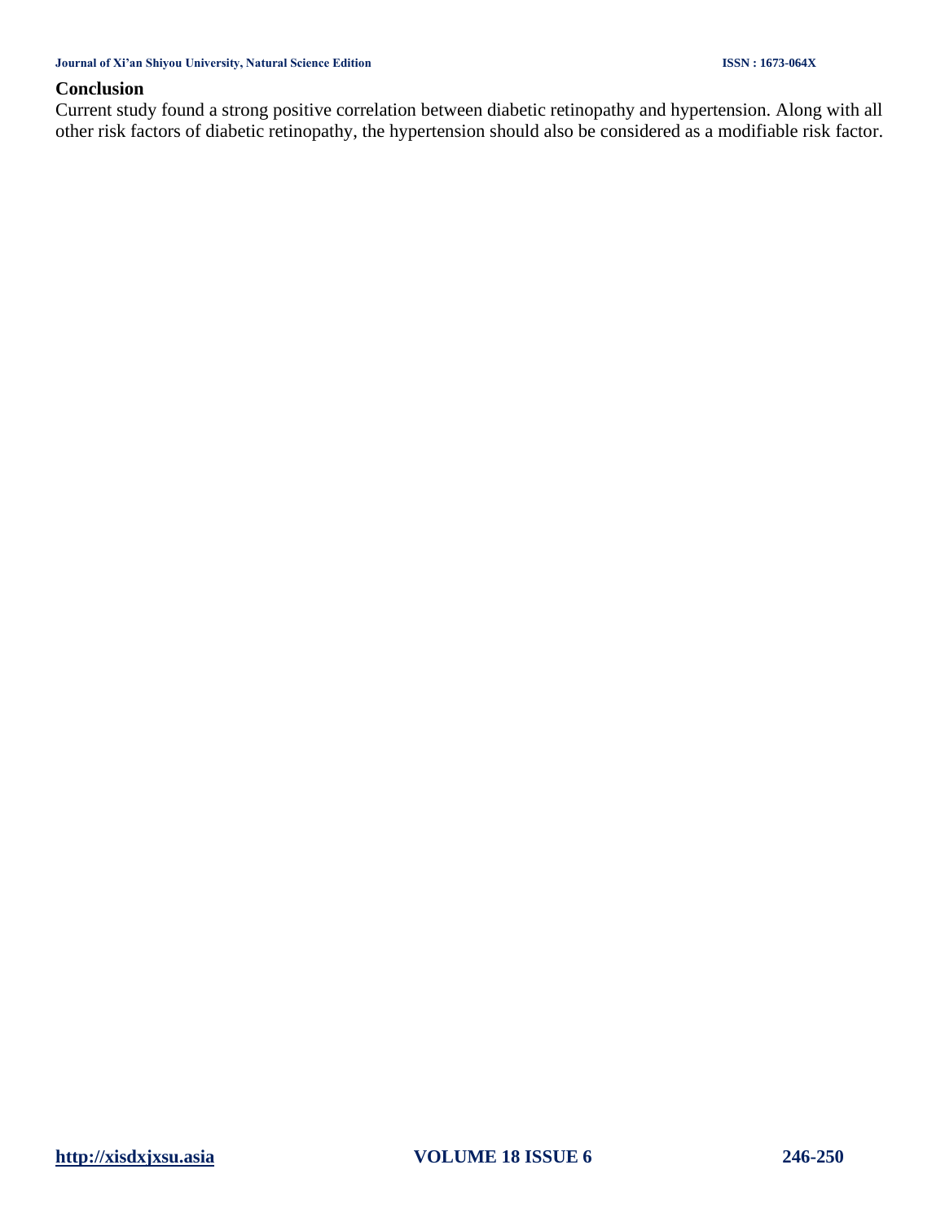## Conclusion

Current study found a strong positive correlation between diabetic retinopathy and hypertension. Along with all other risk factors of diabetic retinopathy, the hypertension should also be considered as a modifiable risk factor.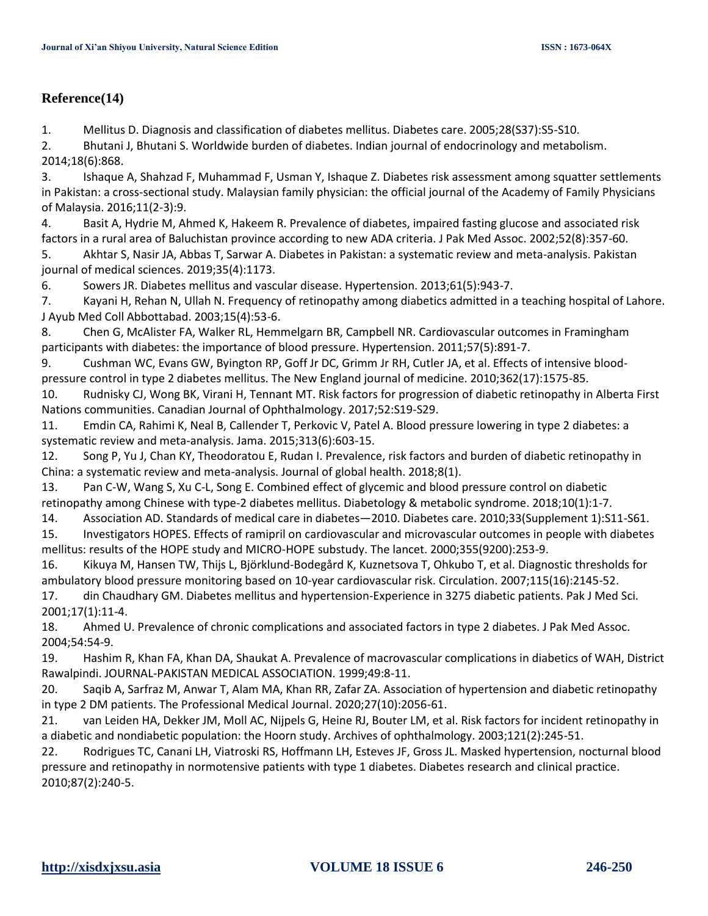## Reference(14)

1. Mellitus D. Diagnosis and classification of diabetes mellitus. Diabetes care. 2005;28(S37):S5-S10.
2. Bhutani J, Bhutani S. Worldwide burden of diabetes. Indian journal of endocrinology and metabolism. 2014;18(6):868.
3. Ishaque A, Shahzad F, Muhammad F, Usman Y, Ishaque Z. Diabetes risk assessment among squatter settlements in Pakistan: a cross-sectional study. Malaysian family physician: the official journal of the Academy of Family Physicians of Malaysia. 2016;11(2-3):9.
4. Basit A, Hydrie M, Ahmed K, Hakeem R. Prevalence of diabetes, impaired fasting glucose and associated risk factors in a rural area of Baluchistan province according to new ADA criteria. J Pak Med Assoc. 2002;52(8):357-60.
5. Akhtar S, Nasir JA, Abbas T, Sarwar A. Diabetes in Pakistan: a systematic review and meta-analysis. Pakistan journal of medical sciences. 2019;35(4):1173.
6. Sowers JR. Diabetes mellitus and vascular disease. Hypertension. 2013;61(5):943-7.
7. Kayani H, Rehan N, Ullah N. Frequency of retinopathy among diabetics admitted in a teaching hospital of Lahore. J Ayub Med Coll Abbottabad. 2003;15(4):53-6.
8. Chen G, McAlister FA, Walker RL, Hemmelgarn BR, Campbell NR. Cardiovascular outcomes in Framingham participants with diabetes: the importance of blood pressure. Hypertension. 2011;57(5):891-7.
9. Cushman WC, Evans GW, Byington RP, Goff Jr DC, Grimm Jr RH, Cutler JA, et al. Effects of intensive blood-pressure control in type 2 diabetes mellitus. The New England journal of medicine. 2010;362(17):1575-85.
10. Rudnisky CJ, Wong BK, Virani H, Tennant MT. Risk factors for progression of diabetic retinopathy in Alberta First Nations communities. Canadian Journal of Ophthalmology. 2017;52:S19-S29.
11. Emdin CA, Rahimi K, Neal B, Callender T, Perkovic V, Patel A. Blood pressure lowering in type 2 diabetes: a systematic review and meta-analysis. Jama. 2015;313(6):603-15.
12. Song P, Yu J, Chan KY, Theodoratou E, Rudan I. Prevalence, risk factors and burden of diabetic retinopathy in China: a systematic review and meta-analysis. Journal of global health. 2018;8(1).
13. Pan C-W, Wang S, Xu C-L, Song E. Combined effect of glycemic and blood pressure control on diabetic retinopathy among Chinese with type-2 diabetes mellitus. Diabetology & metabolic syndrome. 2018;10(1):1-7.
14. Association AD. Standards of medical care in diabetes—2010. Diabetes care. 2010;33(Supplement 1):S11-S61.
15. Investigators HOPES. Effects of ramipril on cardiovascular and microvascular outcomes in people with diabetes mellitus: results of the HOPE study and MICRO-HOPE substudy. The lancet. 2000;355(9200):253-9.
16. Kikuya M, Hansen TW, Thijs L, Björklund-Bodegård K, Kuznetsova T, Ohkubo T, et al. Diagnostic thresholds for ambulatory blood pressure monitoring based on 10-year cardiovascular risk. Circulation. 2007;115(16):2145-52.
17. din Chaudhary GM. Diabetes mellitus and hypertension-Experience in 3275 diabetic patients. Pak J Med Sci. 2001;17(1):11-4.
18. Ahmed U. Prevalence of chronic complications and associated factors in type 2 diabetes. J Pak Med Assoc. 2004;54:54-9.
19. Hashim R, Khan FA, Khan DA, Shaukat A. Prevalence of macrovascular complications in diabetics of WAH, District Rawalpindi. JOURNAL-PAKISTAN MEDICAL ASSOCIATION. 1999;49:8-11.
20. Saqib A, Sarfraz M, Anwar T, Alam MA, Khan RR, Zafar ZA. Association of hypertension and diabetic retinopathy in type 2 DM patients. The Professional Medical Journal. 2020;27(10):2056-61.
21. van Leiden HA, Dekker JM, Moll AC, Nijpels G, Heine RJ, Bouter LM, et al. Risk factors for incident retinopathy in a diabetic and nondiabetic population: the Hoorn study. Archives of ophthalmology. 2003;121(2):245-51.
22. Rodrigues TC, Canani LH, Viatroski RS, Hoffmann LH, Esteves JF, Gross JL. Masked hypertension, nocturnal blood pressure and retinopathy in normotensive patients with type 1 diabetes. Diabetes research and clinical practice. 2010;87(2):240-5.